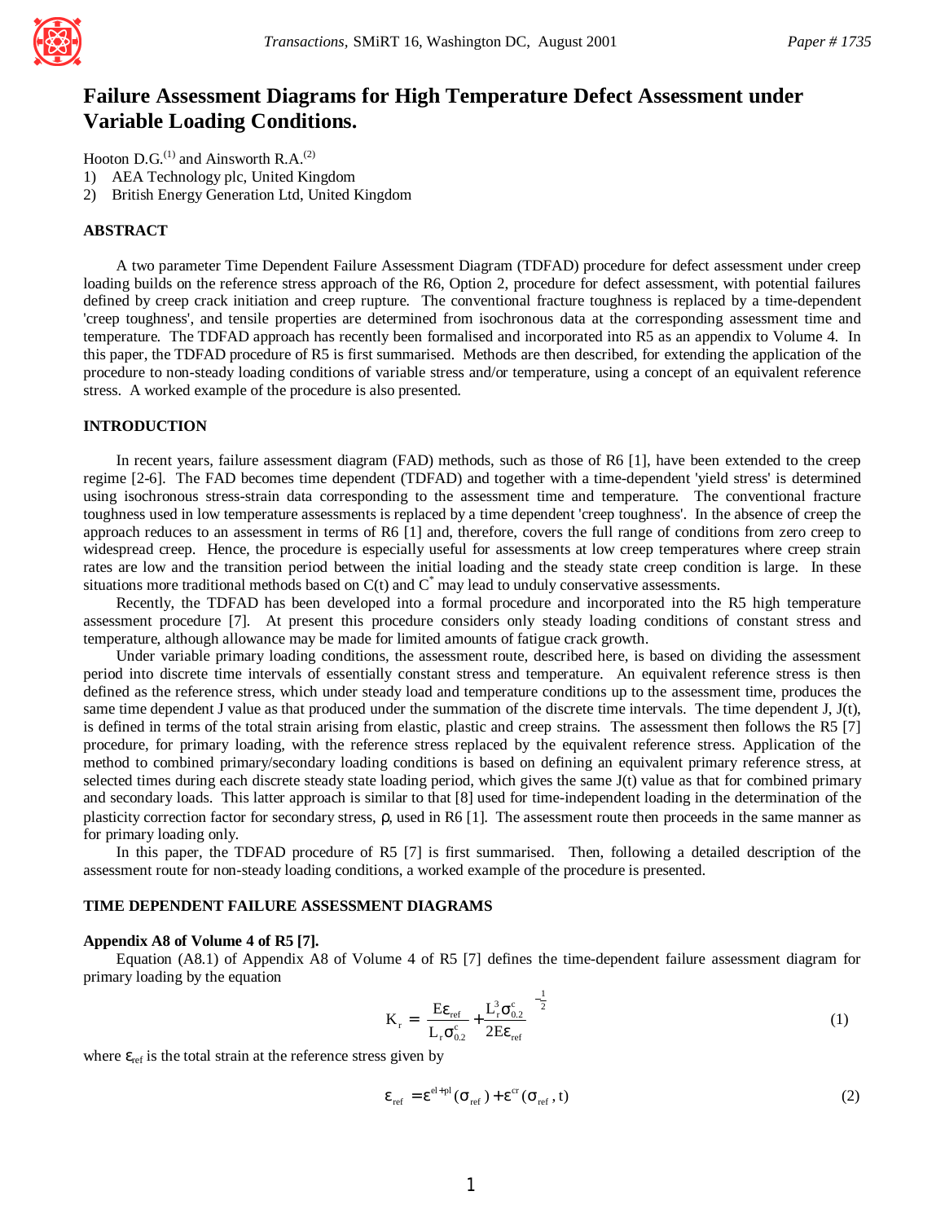# Failure Assessment Diagrams for High Temperature Defect Assessment under Variable Loading Conditions.

Hooton D.G.[(1)] and Ainsworth R.A.[(2)]

1) AEA Technology plc, United Kingdom
2) British Energy Generation Ltd, United Kingdom

## ABSTRACT

A two parameter Time Dependent Failure Assessment Diagram (TDFAD) procedure for defect assessment under creep loading builds on the reference stress approach of the R6, Option 2, procedure for defect assessment, with potential failures defined by creep crack initiation and creep rupture. The conventional fracture toughness is replaced by a time-dependent 'creep toughness', and tensile properties are determined from isochronous data at the corresponding assessment time and temperature. The TDFAD approach has recently been formalised and incorporated into R5 as an appendix to Volume 4. In this paper, the TDFAD procedure of R5 is first summarised. Methods are then described, for extending the application of the procedure to non-steady loading conditions of variable stress and/or temperature, using a concept of an equivalent reference stress. A worked example of the procedure is also presented.

## INTRODUCTION

In recent years, failure assessment diagram (FAD) methods, such as those of R6 [1], have been extended to the creep regime [2-6]. The FAD becomes time dependent (TDFAD) and together with a time-dependent 'yield stress' is determined using isochronous stress-strain data corresponding to the assessment time and temperature. The conventional fracture toughness used in low temperature assessments is replaced by a time dependent 'creep toughness'. In the absence of creep the approach reduces to an assessment in terms of R6 [1] and, therefore, covers the full range of conditions from zero creep to widespread creep. Hence, the procedure is especially useful for assessments at low creep temperatures where creep strain rates are low and the transition period between the initial loading and the steady state creep condition is large. In these situations more traditional methods based on C(t) and $C^*$ may lead to unduly conservative assessments.

Recently, the TDFAD has been developed into a formal procedure and incorporated into the R5 high temperature assessment procedure [7]. At present this procedure considers only steady loading conditions of constant stress and temperature, although allowance may be made for limited amounts of fatigue crack growth.

Under variable primary loading conditions, the assessment route, described here, is based on dividing the assessment period into discrete time intervals of essentially constant stress and temperature. An equivalent reference stress is then defined as the reference stress, which under steady load and temperature conditions up to the assessment time, produces the same time dependent J value as that produced under the summation of the discrete time intervals. The time dependent J, J(t), is defined in terms of the total strain arising from elastic, plastic and creep strains. The assessment then follows the R5 [7] procedure, for primary loading, with the reference stress replaced by the equivalent reference stress. Application of the method to combined primary/secondary loading conditions is based on defining an equivalent primary reference stress, at selected times during each discrete steady state loading period, which gives the same J(t) value as that for combined primary and secondary loads. This latter approach is similar to that [8] used for time-independent loading in the determination of the plasticity correction factor for secondary stress, $\rho$, used in R6 [1]. The assessment route then proceeds in the same manner as for primary loading only.

In this paper, the TDFAD procedure of R5 [7] is first summarised. Then, following a detailed description of the assessment route for non-steady loading conditions, a worked example of the procedure is presented.

## TIME DEPENDENT FAILURE ASSESSMENT DIAGRAMS

### Appendix A8 of Volume 4 of R5 [7].

Equation (A8.1) of Appendix A8 of Volume 4 of R5 [7] defines the time-dependent failure assessment diagram for primary loading by the equation

$$K_r = \left[\frac{E\varepsilon_{ref}}{L_r\sigma^c_{0.2}} + \frac{L_r^3\sigma^c_{0.2}}{2E\varepsilon_{ref}}\right]^{-\frac{1}{2}} \tag{1}$$

where $\varepsilon_{ref}$ is the total strain at the reference stress given by

$$\varepsilon_{ref} = \varepsilon^{el+pl}(\sigma_{ref}) + \varepsilon^{cr}(\sigma_{ref}, t) \tag{2}$$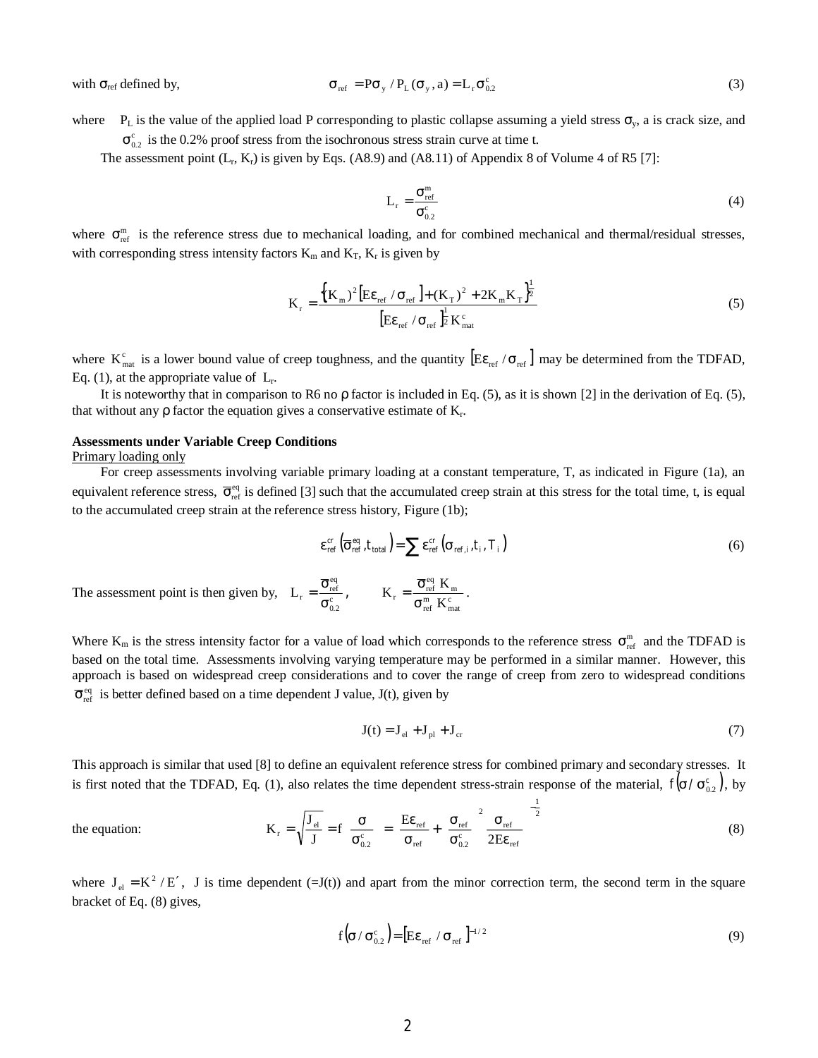with $\sigma_{ref}$ defined by,

$$\sigma_{ref} = P\sigma_y / P_L(\sigma_y, a) = L_r \sigma_{0.2}^c \tag{3}$$

where $P_L$ is the value of the applied load P corresponding to plastic collapse assuming a yield stress $\sigma_y$, a is crack size, and $\sigma_{0.2}^c$ is the 0.2% proof stress from the isochronous stress strain curve at time t.

The assessment point ($L_r$, $K_r$) is given by Eqs. (A8.9) and (A8.11) of Appendix 8 of Volume 4 of R5 [7]:

$$L_r = \frac{\sigma_{ref}^m}{\sigma_{0.2}^c} \tag{4}$$

where $\sigma_{ref}^m$ is the reference stress due to mechanical loading, and for combined mechanical and thermal/residual stresses, with corresponding stress intensity factors $K_m$ and $K_T$, $K_r$ is given by

$$K_r = \frac{\left\{(K_m)^2\left[E\varepsilon_{ref}/\sigma_{ref}\right] + (K_T)^2 + 2K_m K_T\right\}^{\frac{1}{2}}}{\left[E\varepsilon_{ref}/\sigma_{ref}\right]^{\frac{1}{2}} K_{mat}^c} \tag{5}$$

where $K_{mat}^c$ is a lower bound value of creep toughness, and the quantity $\left[E\varepsilon_{ref}/\sigma_{ref}\right]$ may be determined from the TDFAD, Eq. (1), at the appropriate value of $L_r$.

It is noteworthy that in comparison to R6 no $\rho$ factor is included in Eq. (5), as it is shown [2] in the derivation of Eq. (5), that without any $\rho$ factor the equation gives a conservative estimate of $K_r$.

**Assessments under Variable Creep Conditions**

Primary loading only

For creep assessments involving variable primary loading at a constant temperature, T, as indicated in Figure (1a), an equivalent reference stress, $\overline{\sigma}_{ref}^{eq}$ is defined [3] such that the accumulated creep strain at this stress for the total time, t, is equal to the accumulated creep strain at the reference stress history, Figure (1b);

$$\varepsilon_{ref}^{cr}\left(\overline{\sigma}_{ref}^{eq}, t_{total}\right) = \sum \varepsilon_{ref}^{cr}\left(\sigma_{ref,i}, t_i, T_i\right) \tag{6}$$

The assessment point is then given by, $L_r = \dfrac{\overline{\sigma}_{ref}^{eq}}{\sigma_{0.2}^c}$, $\quad K_r = \dfrac{\overline{\sigma}_{ref}^{eq} K_m}{\sigma_{ref}^m K_{mat}^c}$.

Where $K_m$ is the stress intensity factor for a value of load which corresponds to the reference stress $\sigma_{ref}^m$ and the TDFAD is based on the total time. Assessments involving varying temperature may be performed in a similar manner. However, this approach is based on widespread creep considerations and to cover the range of creep from zero to widespread conditions $\overline{\sigma}_{ref}^{eq}$ is better defined based on a time dependent J value, J(t), given by

$$J(t) = J_{el} + J_{pl} + J_{cr} \tag{7}$$

This approach is similar that used [8] to define an equivalent reference stress for combined primary and secondary stresses. It is first noted that the TDFAD, Eq. (1), also relates the time dependent stress-strain response of the material, $f\left(\sigma/\sigma_{0.2}^c\right)$, by the equation:

$$K_r = \sqrt{\frac{J_{el}}{J}} = f\left(\frac{\sigma}{\sigma_{0.2}^c}\right) = \left[\frac{E\varepsilon_{ref}}{\sigma_{ref}} + \left(\frac{\sigma_{ref}}{\sigma_{0.2}^c}\right)^2 \frac{\sigma_{ref}}{2E\varepsilon_{ref}}\right]^{-\frac{1}{2}} \tag{8}$$

where $J_{el} = K^2/E'$, J is time dependent (=J(t)) and apart from the minor correction term, the second term in the square bracket of Eq. (8) gives,

$$f\left(\sigma/\sigma_{0.2}^c\right) = \left[E\varepsilon_{ref}/\sigma_{ref}\right]^{-1/2} \tag{9}$$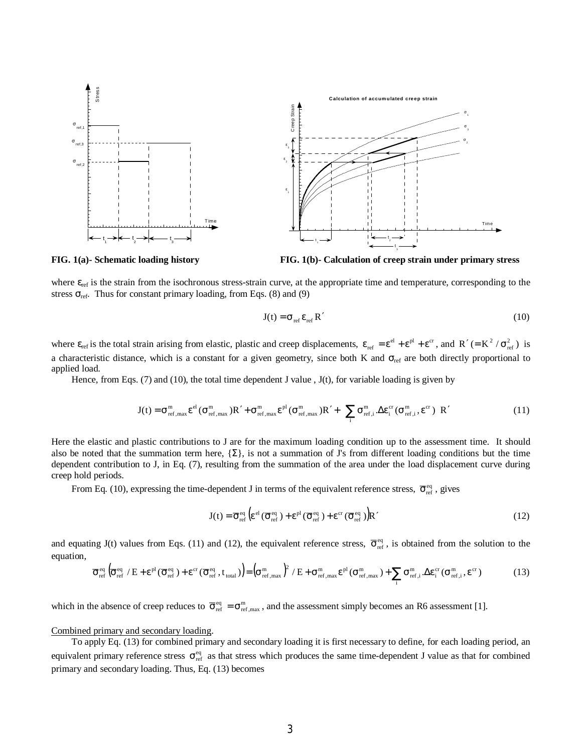FIG. 1(a)- Schematic loading history

FIG. 1(b)- Calculation of creep strain under primary stress

where $\varepsilon_{ref}$ is the strain from the isochronous stress-strain curve, at the appropriate time and temperature, corresponding to the stress $\sigma_{ref}$. Thus for constant primary loading, from Eqs. (8) and (9)

$$J(t) = \sigma_{ref}\,\varepsilon_{ref}\,R' \tag{10}$$

where $\varepsilon_{ref}$ is the total strain arising from elastic, plastic and creep displacements, $\varepsilon_{ref} = \varepsilon^{el} + \varepsilon^{pl} + \varepsilon^{cr}$, and $R' (= K^2 / \sigma_{ref}^2)$ is a characteristic distance, which is a constant for a given geometry, since both K and $\sigma_{ref}$ are both directly proportional to applied load.

Hence, from Eqs. (7) and (10), the total time dependent J value , J(t), for variable loading is given by

$$J(t) = \sigma^m_{ref,max}\,\varepsilon^{el}(\sigma^m_{ref,max})R' + \sigma^m_{ref,max}\,\varepsilon^{pl}(\sigma^m_{ref,max})R' + \left(\sum_i \sigma^m_{ref,i}.\Delta\varepsilon^{cr}_i(\sigma^m_{ref,i}, \varepsilon^{cr})\right)R' \tag{11}$$

Here the elastic and plastic contributions to J are for the maximum loading condition up to the assessment time. It should also be noted that the summation term here, {Σ}, is not a summation of J's from different loading conditions but the time dependent contribution to J, in Eq. (7), resulting from the summation of the area under the load displacement curve during creep hold periods.

From Eq. (10), expressing the time-dependent J in terms of the equivalent reference stress, $\overline{\sigma}^{eq}_{ref}$, gives

$$J(t) = \overline{\sigma}^{eq}_{ref}\left(\varepsilon^{el}(\overline{\sigma}^{eq}_{ref}) + \varepsilon^{pl}(\overline{\sigma}^{eq}_{ref}) + \varepsilon^{cr}(\overline{\sigma}^{eq}_{ref})\right)R' \tag{12}$$

and equating J(t) values from Eqs. (11) and (12), the equivalent reference stress, $\overline{\sigma}^{eq}_{ref}$, is obtained from the solution to the equation,

$$\overline{\sigma}^{eq}_{ref}\left(\overline{\sigma}^{eq}_{ref}/E + \varepsilon^{pl}(\overline{\sigma}^{eq}_{ref}) + \varepsilon^{cr}(\overline{\sigma}^{eq}_{ref}, t_{total})\right) = \left(\sigma^m_{ref,max}\right)^2/E + \sigma^m_{ref,max}\,\varepsilon^{pl}(\sigma^m_{ref,max}) + \sum_i \sigma^m_{ref,i}.\Delta\varepsilon^{cr}_i(\sigma^m_{ref,i}, \varepsilon^{cr}) \tag{13}$$

which in the absence of creep reduces to $\overline{\sigma}^{eq}_{ref} = \sigma^m_{ref,max}$, and the assessment simply becomes an R6 assessment [1].

Combined primary and secondary loading.

To apply Eq. (13) for combined primary and secondary loading it is first necessary to define, for each loading period, an equivalent primary reference stress $\sigma^{eq}_{ref}$ as that stress which produces the same time-dependent J value as that for combined primary and secondary loading. Thus, Eq. (13) becomes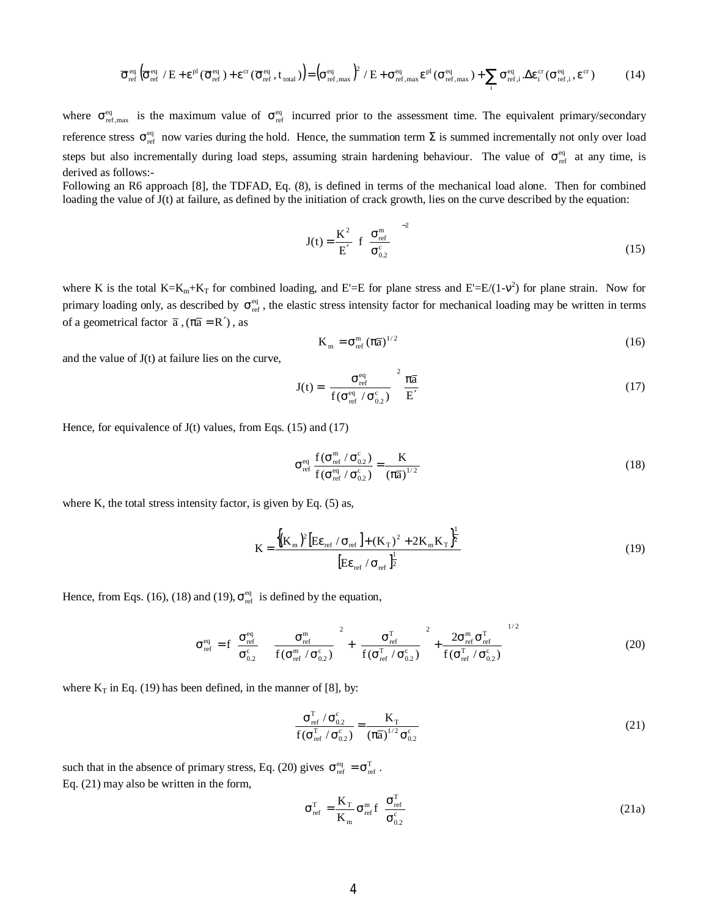$$\overline{\sigma}_{ref}^{eq}\left(\overline{\sigma}_{ref}^{eq}/E+\varepsilon^{pl}(\overline{\sigma}_{ref}^{eq})+\varepsilon^{cr}(\overline{\sigma}_{ref}^{eq},t_{total})\right)=\left(\sigma_{ref,max}^{eq}\right)^{2}/E+\sigma_{ref,max}^{eq}\varepsilon^{pl}(\sigma_{ref,max}^{eq})+\sum_{i}\sigma_{ref,i}^{eq}.\Delta\varepsilon_{i}^{cr}(\sigma_{ref,i}^{eq},\varepsilon^{cr}) \tag{14}$$

where $\sigma_{ref,max}^{eq}$ is the maximum value of $\sigma_{ref}^{eq}$ incurred prior to the assessment time. The equivalent primary/secondary reference stress $\sigma_{ref}^{eq}$ now varies during the hold. Hence, the summation term $\Sigma$ is summed incrementally not only over load steps but also incrementally during load steps, assuming strain hardening behaviour. The value of $\sigma_{ref}^{eq}$ at any time, is derived as follows:-

Following an R6 approach [8], the TDFAD, Eq. (8), is defined in terms of the mechanical load alone. Then for combined loading the value of J(t) at failure, as defined by the initiation of crack growth, lies on the curve described by the equation:

$$J(t)=\frac{K^{2}}{E'}\left[f\left(\frac{\sigma_{ref}^{m}}{\sigma_{0.2}^{c}}\right)\right]^{-2} \tag{15}$$

where K is the total $K=K_m+K_T$ for combined loading, and $E'=E$ for plane stress and $E'=E/(1-\nu^2)$ for plane strain. Now for primary loading only, as described by $\sigma_{ref}^{eq}$, the elastic stress intensity factor for mechanical loading may be written in terms of a geometrical factor $\overline{a}$, $(\pi\overline{a}=R')$, as

$$K_{m}=\sigma_{ref}^{m}(\pi\overline{a})^{1/2} \tag{16}$$

and the value of J(t) at failure lies on the curve,

$$J(t)=\left[\frac{\sigma_{ref}^{eq}}{f(\sigma_{ref}^{eq}/\sigma_{0.2}^{c})}\right]^{2}\frac{\pi\overline{a}}{E'} \tag{17}$$

Hence, for equivalence of J(t) values, from Eqs. (15) and (17)

$$\sigma_{ref}^{eq}\frac{f(\sigma_{ref}^{m}/\sigma_{0.2}^{c})}{f(\sigma_{ref}^{eq}/\sigma_{0.2}^{c})}=\frac{K}{(\pi\overline{a})^{1/2}} \tag{18}$$

where K, the total stress intensity factor, is given by Eq. (5) as,

$$K=\frac{\left\{(K_{m})^{2}\left[E\varepsilon_{ref}/\sigma_{ref}\right]+(K_{T})^{2}+2K_{m}K_{T}\right\}^{\frac{1}{2}}}{\left[E\varepsilon_{ref}/\sigma_{ref}\right]^{\frac{1}{2}}} \tag{19}$$

Hence, from Eqs. (16), (18) and (19), $\sigma_{ref}^{eq}$ is defined by the equation,

$$\sigma_{ref}^{eq}=f\left(\frac{\sigma_{ref}^{eq}}{\sigma_{0.2}^{c}}\right)\left[\left(\frac{\sigma_{ref}^{m}}{f(\sigma_{ref}^{m}/\sigma_{0.2}^{c})}\right)^{2}+\left(\frac{\sigma_{ref}^{T}}{f(\sigma_{ref}^{T}/\sigma_{0.2}^{c})}\right)^{2}+\frac{2\sigma_{ref}^{m}\sigma_{ref}^{T}}{f(\sigma_{ref}^{T}/\sigma_{0.2}^{c})}\right]^{1/2} \tag{20}$$

where $K_T$ in Eq. (19) has been defined, in the manner of [8], by:

$$\frac{\sigma_{ref}^{T}/\sigma_{0.2}^{c}}{f(\sigma_{ref}^{T}/\sigma_{0.2}^{c})}=\frac{K_{T}}{(\pi\overline{a})^{1/2}\sigma_{0.2}^{c}} \tag{21}$$

such that in the absence of primary stress, Eq. (20) gives $\sigma_{ref}^{eq}=\sigma_{ref}^{T}$.

Eq. (21) may also be written in the form,

$$\sigma_{ref}^{T}=\frac{K_{T}}{K_{m}}\sigma_{ref}^{m}f\left(\frac{\sigma_{ref}^{T}}{\sigma_{0.2}^{c}}\right) \tag{21a}$$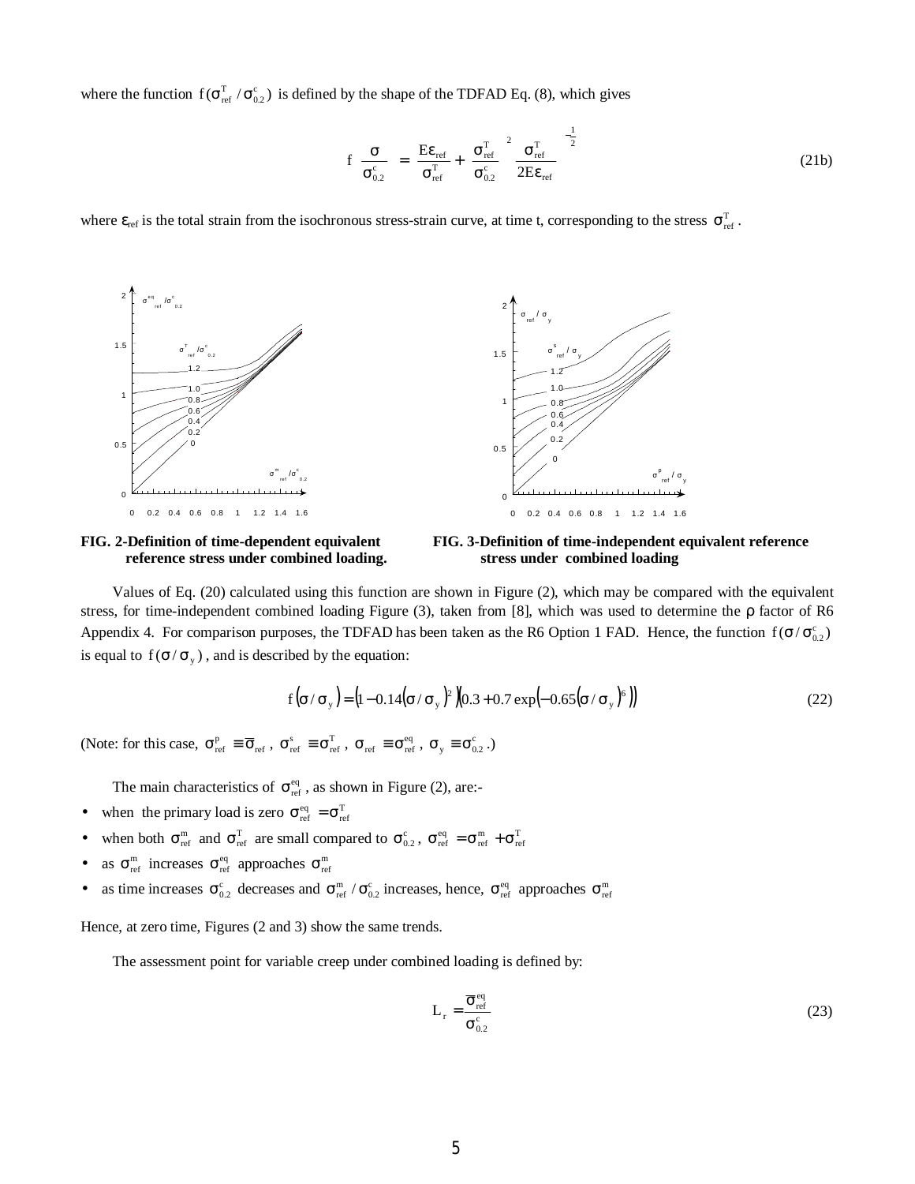where the function $f(\sigma^T_{ref}/\sigma^c_{0.2})$ is defined by the shape of the TDFAD Eq. (8), which gives

$$f\left(\frac{\sigma}{\sigma^c_{0.2}}\right) = \left(\frac{E\varepsilon_{ref}}{\sigma^T_{ref}} + \left(\frac{\sigma^T_{ref}}{\sigma^c_{0.2}}\right)^2 \frac{\sigma^T_{ref}}{2E\varepsilon_{ref}}\right)^{-\frac{1}{2}} \tag{21b}$$

where $\varepsilon_{ref}$ is the total strain from the isochronous stress-strain curve, at time t, corresponding to the stress $\sigma^T_{ref}$.

**FIG. 2-Definition of time-dependent equivalent reference stress under combined loading.**

**FIG. 3-Definition of time-independent equivalent reference stress under combined loading**

Values of Eq. (20) calculated using this function are shown in Figure (2), which may be compared with the equivalent stress, for time-independent combined loading Figure (3), taken from [8], which was used to determine the $\rho$ factor of R6 Appendix 4. For comparison purposes, the TDFAD has been taken as the R6 Option 1 FAD. Hence, the function $f(\sigma/\sigma^c_{0.2})$ is equal to $f(\sigma/\sigma_y)$, and is described by the equation:

$$f(\sigma/\sigma_y) = \left(1 - 0.14(\sigma/\sigma_y)^2\right)\left(0.3 + 0.7\exp\left(-0.65(\sigma/\sigma_y)^6\right)\right) \tag{22}$$

(Note: for this case, $\sigma^p_{ref} \equiv \overline{\sigma}_{ref}$, $\sigma^s_{ref} \equiv \sigma^T_{ref}$, $\sigma_{ref} \equiv \sigma^{eq}_{ref}$, $\sigma_y \equiv \sigma^c_{0.2}$.)

The main characteristics of $\sigma^{eq}_{ref}$, as shown in Figure (2), are:-

- when the primary load is zero $\sigma^{eq}_{ref} = \sigma^T_{ref}$
- when both $\sigma^m_{ref}$ and $\sigma^T_{ref}$ are small compared to $\sigma^c_{0.2}$, $\sigma^{eq}_{ref} = \sigma^m_{ref} + \sigma^T_{ref}$
- as $\sigma^m_{ref}$ increases $\sigma^{eq}_{ref}$ approaches $\sigma^m_{ref}$
- as time increases $\sigma^c_{0.2}$ decreases and $\sigma^m_{ref}/\sigma^c_{0.2}$ increases, hence, $\sigma^{eq}_{ref}$ approaches $\sigma^m_{ref}$

Hence, at zero time, Figures (2 and 3) show the same trends.

The assessment point for variable creep under combined loading is defined by:

$$L_r = \frac{\overline{\sigma}^{eq}_{ref}}{\sigma^c_{0.2}} \tag{23}$$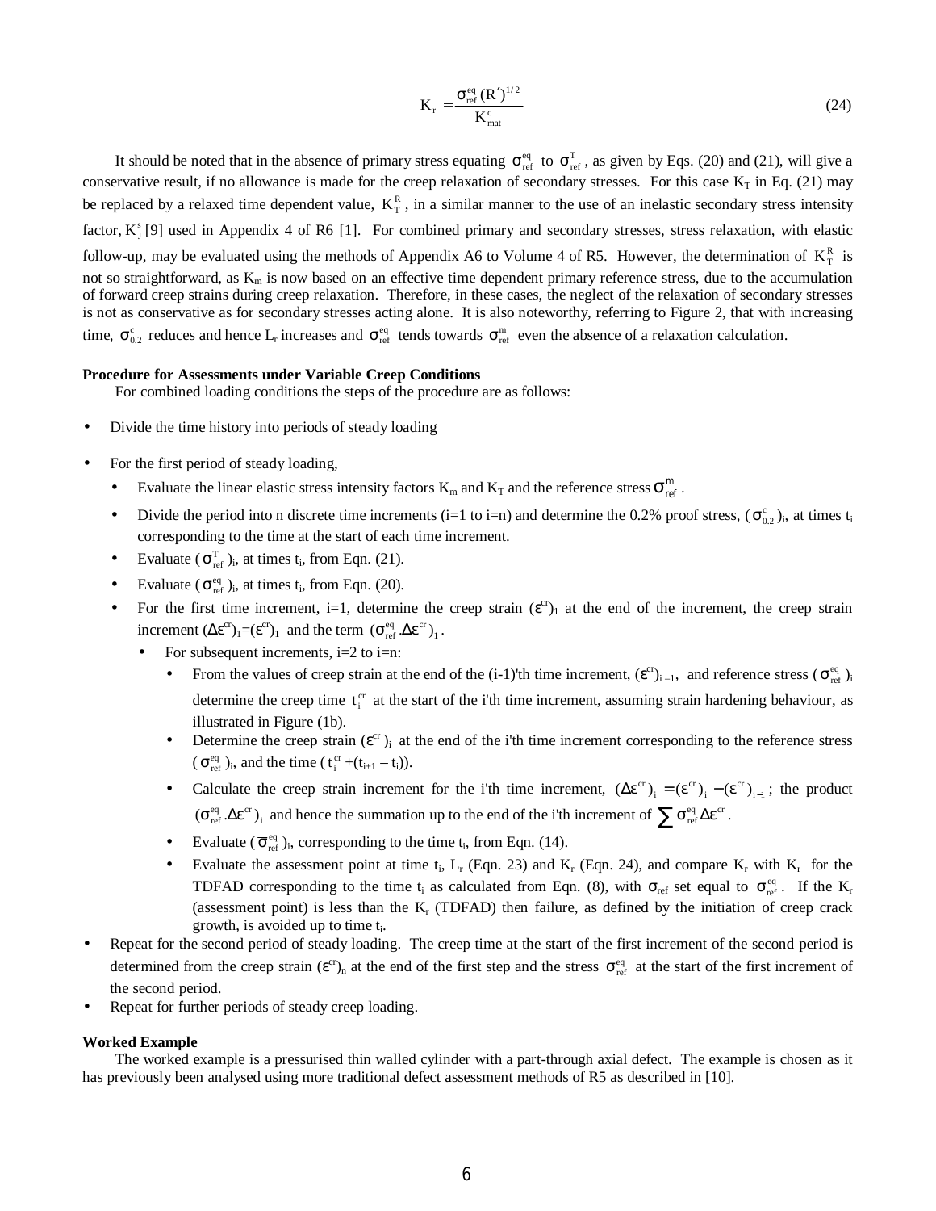$$K_r = \frac{\overline{\sigma}_{ref}^{eq}(R')^{1/2}}{K_{mat}^{c}} \tag{24}$$

It should be noted that in the absence of primary stress equating $\sigma_{ref}^{eq}$ to $\sigma_{ref}^{T}$, as given by Eqs. (20) and (21), will give a conservative result, if no allowance is made for the creep relaxation of secondary stresses. For this case $K_T$ in Eq. (21) may be replaced by a relaxed time dependent value, $K_T^R$, in a similar manner to the use of an inelastic secondary stress intensity factor, $K_J^s$ [9] used in Appendix 4 of R6 [1]. For combined primary and secondary stresses, stress relaxation, with elastic follow-up, may be evaluated using the methods of Appendix A6 to Volume 4 of R5. However, the determination of $K_T^R$ is not so straightforward, as $K_m$ is now based on an effective time dependent primary reference stress, due to the accumulation of forward creep strains during creep relaxation. Therefore, in these cases, the neglect of the relaxation of secondary stresses is not as conservative as for secondary stresses acting alone. It is also noteworthy, referring to Figure 2, that with increasing time, $\sigma_{0.2}^{c}$ reduces and hence $L_r$ increases and $\sigma_{ref}^{eq}$ tends towards $\sigma_{ref}^{m}$ even the absence of a relaxation calculation.

**Procedure for Assessments under Variable Creep Conditions**

For combined loading conditions the steps of the procedure are as follows:

- Divide the time history into periods of steady loading
- For the first period of steady loading,
  - Evaluate the linear elastic stress intensity factors $K_m$ and $K_T$ and the reference stress $\sigma_{ref}^{m}$.
  - Divide the period into n discrete time increments (i=1 to i=n) and determine the 0.2% proof stress, $(\sigma_{0.2}^{c})_i$, at times $t_i$ corresponding to the time at the start of each time increment.
  - Evaluate $(\sigma_{ref}^{T})_i$, at times $t_i$, from Eqn. (21).
  - Evaluate $(\sigma_{ref}^{eq})_i$, at times $t_i$, from Eqn. (20).
  - For the first time increment, i=1, determine the creep strain $(\varepsilon^{cr})_1$ at the end of the increment, the creep strain increment $(\Delta\varepsilon^{cr})_1=(\varepsilon^{cr})_1$ and the term $(\sigma_{ref}^{eq}.\Delta\varepsilon^{cr})_1$.
    - For subsequent increments, i=2 to i=n:
      - From the values of creep strain at the end of the (i-1)'th time increment, $(\varepsilon^{cr})_{i-1}$, and reference stress $(\sigma_{ref}^{eq})_i$ determine the creep time $t_i^{cr}$ at the start of the i'th time increment, assuming strain hardening behaviour, as illustrated in Figure (1b).
      - Determine the creep strain $(\varepsilon^{cr})_i$ at the end of the i'th time increment corresponding to the reference stress $(\sigma_{ref}^{eq})_i$, and the time $(t_i^{cr}+(t_{i+1}-t_i))$.
      - Calculate the creep strain increment for the i'th time increment, $(\Delta\varepsilon^{cr})_i = (\varepsilon^{cr})_i - (\varepsilon^{cr})_{i-1}$; the product $(\sigma_{ref}^{eq}.\Delta\varepsilon^{cr})_i$ and hence the summation up to the end of the i'th increment of $\sum \sigma_{ref}^{eq}\Delta\varepsilon^{cr}$.
      - Evaluate $(\overline{\sigma}_{ref}^{eq})_i$, corresponding to the time $t_i$, from Eqn. (14).
      - Evaluate the assessment point at time $t_i$, $L_r$ (Eqn. 23) and $K_r$ (Eqn. 24), and compare $K_r$ with $K_r$ for the TDFAD corresponding to the time $t_i$ as calculated from Eqn. (8), with $\sigma_{ref}$ set equal to $\overline{\sigma}_{ref}^{eq}$. If the $K_r$ (assessment point) is less than the $K_r$ (TDFAD) then failure, as defined by the initiation of creep crack growth, is avoided up to time $t_i$.
- Repeat for the second period of steady loading. The creep time at the start of the first increment of the second period is determined from the creep strain $(\varepsilon^{cr})_n$ at the end of the first step and the stress $\sigma_{ref}^{eq}$ at the start of the first increment of the second period.
- Repeat for further periods of steady creep loading.

**Worked Example**

The worked example is a pressurised thin walled cylinder with a part-through axial defect. The example is chosen as it has previously been analysed using more traditional defect assessment methods of R5 as described in [10].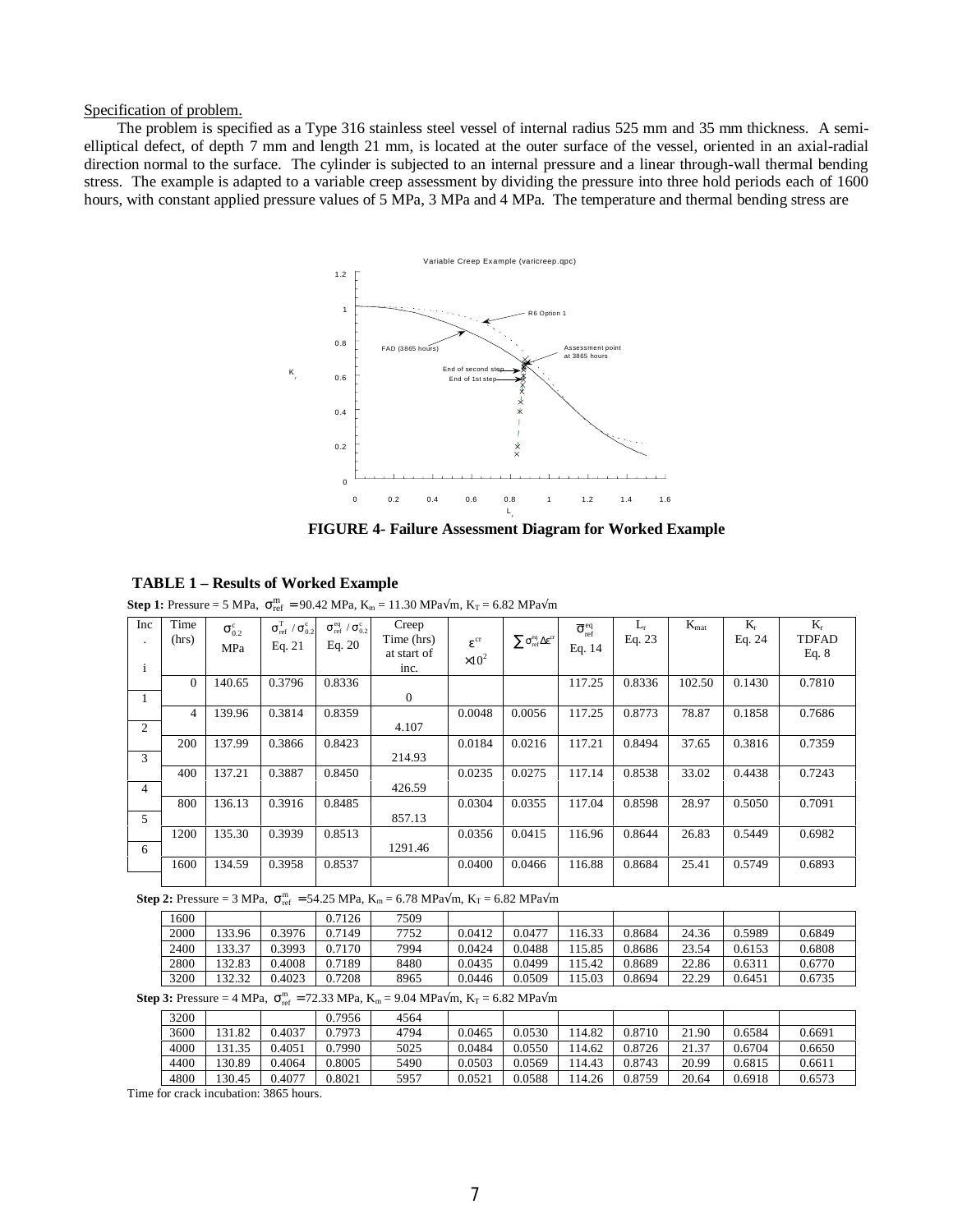Specification of problem.

The problem is specified as a Type 316 stainless steel vessel of internal radius 525 mm and 35 mm thickness. A semi-elliptical defect, of depth 7 mm and length 21 mm, is located at the outer surface of the vessel, oriented in an axial-radial direction normal to the surface. The cylinder is subjected to an internal pressure and a linear through-wall thermal bending stress. The example is adapted to a variable creep assessment by dividing the pressure into three hold periods each of 1600 hours, with constant applied pressure values of 5 MPa, 3 MPa and 4 MPa. The temperature and thermal bending stress are

**FIGURE 4- Failure Assessment Diagram for Worked Example**

**TABLE 1 – Results of Worked Example**

**Step 1:** Pressure = 5 MPa, $\sigma^{m}_{ref} = 90.42$ MPa, $K_m = 11.30$ MPa√m, $K_T = 6.82$ MPa√m

| Inc. i | Time (hrs) | $\sigma^{c}_{0.2}$ MPa | $\sigma^{T}_{ref} / \sigma^{c}_{0.2}$ Eq. 21 | $\sigma^{eq}_{ref} / \sigma^{c}_{0.2}$ Eq. 20 | Creep Time (hrs) at start of inc. | $\varepsilon^{cr}$ $\times 10^2$ | $\sum \sigma^{eq}_{ref} \Delta\varepsilon^{cr}$ | $\bar{\sigma}^{eq}_{ref}$ Eq. 14 | $L_r$ Eq. 23 | $K_{mat}$ | $K_r$ Eq. 24 | $K_r$ TDFAD Eq. 8 |
|---|---|---|---|---|---|---|---|---|---|---|---|---|
| | 0 | 140.65 | 0.3796 | 0.8336 | | | | 117.25 | 0.8336 | 102.50 | 0.1430 | 0.7810 |
| 1 | | | | | 0 | | | | | | | |
| | 4 | 139.96 | 0.3814 | 0.8359 | | 0.0048 | 0.0056 | 117.25 | 0.8773 | 78.87 | 0.1858 | 0.7686 |
| 2 | | | | | 4.107 | | | | | | | |
| | 200 | 137.99 | 0.3866 | 0.8423 | | 0.0184 | 0.0216 | 117.21 | 0.8494 | 37.65 | 0.3816 | 0.7359 |
| 3 | | | | | 214.93 | | | | | | | |
| | 400 | 137.21 | 0.3887 | 0.8450 | | 0.0235 | 0.0275 | 117.14 | 0.8538 | 33.02 | 0.4438 | 0.7243 |
| 4 | | | | | 426.59 | | | | | | | |
| | 800 | 136.13 | 0.3916 | 0.8485 | | 0.0304 | 0.0355 | 117.04 | 0.8598 | 28.97 | 0.5050 | 0.7091 |
| 5 | | | | | 857.13 | | | | | | | |
| | 1200 | 135.30 | 0.3939 | 0.8513 | | 0.0356 | 0.0415 | 116.96 | 0.8644 | 26.83 | 0.5449 | 0.6982 |
| 6 | | | | | 1291.46 | | | | | | | |
| | 1600 | 134.59 | 0.3958 | 0.8537 | | 0.0400 | 0.0466 | 116.88 | 0.8684 | 25.41 | 0.5749 | 0.6893 |

**Step 2:** Pressure = 3 MPa, $\sigma^{m}_{ref} = 54.25$ MPa, $K_m = 6.78$ MPa√m, $K_T = 6.82$ MPa√m

| Time (hrs) | $\sigma^{c}_{0.2}$ MPa | $\sigma^{T}_{ref} / \sigma^{c}_{0.2}$ | $\sigma^{eq}_{ref} / \sigma^{c}_{0.2}$ | Creep Time (hrs) | $\varepsilon^{cr}$ $\times 10^2$ | $\sum \sigma^{eq}_{ref} \Delta\varepsilon^{cr}$ | $\bar{\sigma}^{eq}_{ref}$ | $L_r$ | $K_{mat}$ | $K_r$ Eq. 24 | $K_r$ TDFAD |
|---|---|---|---|---|---|---|---|---|---|---|---|
| 1600 | | | 0.7126 | 7509 | | | | | | | |
| 2000 | 133.96 | 0.3976 | 0.7149 | 7752 | 0.0412 | 0.0477 | 116.33 | 0.8684 | 24.36 | 0.5989 | 0.6849 |
| 2400 | 133.37 | 0.3993 | 0.7170 | 7994 | 0.0424 | 0.0488 | 115.85 | 0.8686 | 23.54 | 0.6153 | 0.6808 |
| 2800 | 132.83 | 0.4008 | 0.7189 | 8480 | 0.0435 | 0.0499 | 115.42 | 0.8689 | 22.86 | 0.6311 | 0.6770 |
| 3200 | 132.32 | 0.4023 | 0.7208 | 8965 | 0.0446 | 0.0509 | 115.03 | 0.8694 | 22.29 | 0.6451 | 0.6735 |

**Step 3:** Pressure = 4 MPa, $\sigma^{m}_{ref} = 72.33$ MPa, $K_m = 9.04$ MPa√m, $K_T = 6.82$ MPa√m

| Time (hrs) | $\sigma^{c}_{0.2}$ MPa | $\sigma^{T}_{ref} / \sigma^{c}_{0.2}$ | $\sigma^{eq}_{ref} / \sigma^{c}_{0.2}$ | Creep Time (hrs) | $\varepsilon^{cr}$ $\times 10^2$ | $\sum \sigma^{eq}_{ref} \Delta\varepsilon^{cr}$ | $\bar{\sigma}^{eq}_{ref}$ | $L_r$ | $K_{mat}$ | $K_r$ Eq. 24 | $K_r$ TDFAD |
|---|---|---|---|---|---|---|---|---|---|---|---|
| 3200 | | | 0.7956 | 4564 | | | | | | | |
| 3600 | 131.82 | 0.4037 | 0.7973 | 4794 | 0.0465 | 0.0530 | 114.82 | 0.8710 | 21.90 | 0.6584 | 0.6691 |
| 4000 | 131.35 | 0.4051 | 0.7990 | 5025 | 0.0484 | 0.0550 | 114.62 | 0.8726 | 21.37 | 0.6704 | 0.6650 |
| 4400 | 130.89 | 0.4064 | 0.8005 | 5490 | 0.0503 | 0.0569 | 114.43 | 0.8743 | 20.99 | 0.6815 | 0.6611 |
| 4800 | 130.45 | 0.4077 | 0.8021 | 5957 | 0.0521 | 0.0588 | 114.26 | 0.8759 | 20.64 | 0.6918 | 0.6573 |

Time for crack incubation: 3865 hours.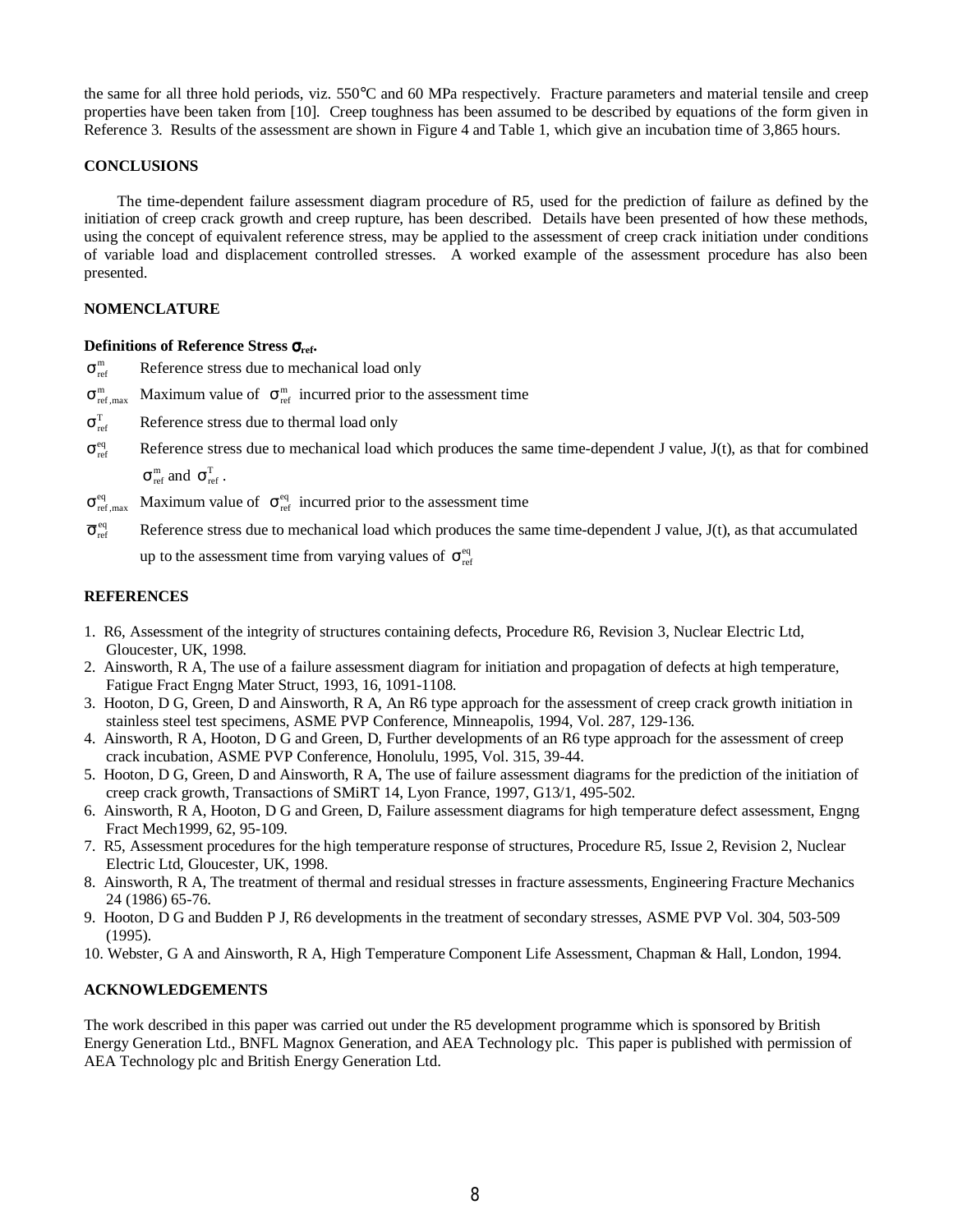the same for all three hold periods, viz. 550°C and 60 MPa respectively. Fracture parameters and material tensile and creep properties have been taken from [10]. Creep toughness has been assumed to be described by equations of the form given in Reference 3. Results of the assessment are shown in Figure 4 and Table 1, which give an incubation time of 3,865 hours.

## CONCLUSIONS

The time-dependent failure assessment diagram procedure of R5, used for the prediction of failure as defined by the initiation of creep crack growth and creep rupture, has been described. Details have been presented of how these methods, using the concept of equivalent reference stress, may be applied to the assessment of creep crack initiation under conditions of variable load and displacement controlled stresses. A worked example of the assessment procedure has also been presented.

## NOMENCLATURE

**Definitions of Reference Stress $\sigma_{ref}$.**

$\sigma^{m}_{ref}$ Reference stress due to mechanical load only

$\sigma^{m}_{ref,max}$ Maximum value of $\sigma^{m}_{ref}$ incurred prior to the assessment time

$\sigma^{T}_{ref}$ Reference stress due to thermal load only

$\sigma^{eq}_{ref}$ Reference stress due to mechanical load which produces the same time-dependent J value, J(t), as that for combined $\sigma^{m}_{ref}$ and $\sigma^{T}_{ref}$ .

$\sigma^{eq}_{ref,max}$ Maximum value of $\sigma^{eq}_{ref}$ incurred prior to the assessment time

$\overline{\sigma}^{eq}_{ref}$ Reference stress due to mechanical load which produces the same time-dependent J value, J(t), as that accumulated up to the assessment time from varying values of $\sigma^{eq}_{ref}$

## REFERENCES

1. R6, Assessment of the integrity of structures containing defects, Procedure R6, Revision 3, Nuclear Electric Ltd, Gloucester, UK, 1998.
2. Ainsworth, R A, The use of a failure assessment diagram for initiation and propagation of defects at high temperature, Fatigue Fract Engng Mater Struct, 1993, 16, 1091-1108.
3. Hooton, D G, Green, D and Ainsworth, R A, An R6 type approach for the assessment of creep crack growth initiation in stainless steel test specimens, ASME PVP Conference, Minneapolis, 1994, Vol. 287, 129-136.
4. Ainsworth, R A, Hooton, D G and Green, D, Further developments of an R6 type approach for the assessment of creep crack incubation, ASME PVP Conference, Honolulu, 1995, Vol. 315, 39-44.
5. Hooton, D G, Green, D and Ainsworth, R A, The use of failure assessment diagrams for the prediction of the initiation of creep crack growth, Transactions of SMiRT 14, Lyon France, 1997, G13/1, 495-502.
6. Ainsworth, R A, Hooton, D G and Green, D, Failure assessment diagrams for high temperature defect assessment, Engng Fract Mech1999, 62, 95-109.
7. R5, Assessment procedures for the high temperature response of structures, Procedure R5, Issue 2, Revision 2, Nuclear Electric Ltd, Gloucester, UK, 1998.
8. Ainsworth, R A, The treatment of thermal and residual stresses in fracture assessments, Engineering Fracture Mechanics 24 (1986) 65-76.
9. Hooton, D G and Budden P J, R6 developments in the treatment of secondary stresses, ASME PVP Vol. 304, 503-509 (1995).
10. Webster, G A and Ainsworth, R A, High Temperature Component Life Assessment, Chapman & Hall, London, 1994.

## ACKNOWLEDGEMENTS

The work described in this paper was carried out under the R5 development programme which is sponsored by British Energy Generation Ltd., BNFL Magnox Generation, and AEA Technology plc. This paper is published with permission of AEA Technology plc and British Energy Generation Ltd.